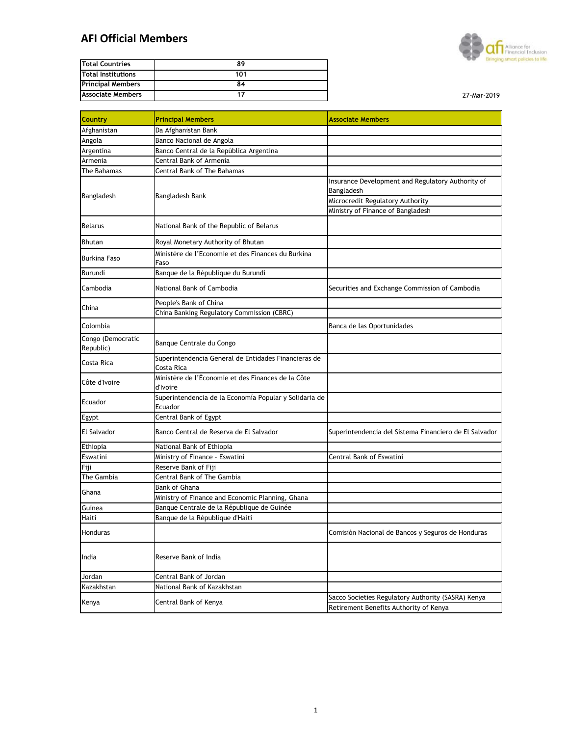# AFI Official Members

| Total Countries | 89 |
|---|---|
| Total Institutions | 101 |
| Principal Members | 84 |
| Associate Members | 17 |

27-Mar-2019

| Country | Principal Members | Associate Members |
|---|---|---|
| Afghanistan | Da Afghanistan Bank | |
| Angola | Banco Nacional de Angola | |
| Argentina | Banco Central de la República Argentina | |
| Armenia | Central Bank of Armenia | |
| The Bahamas | Central Bank of The Bahamas | |
| Bangladesh | Bangladesh Bank | Insurance Development and Regulatory Authority of Bangladesh |
| | | Microcredit Regulatory Authority |
| | | Ministry of Finance of Bangladesh |
| Belarus | National Bank of the Republic of Belarus | |
| Bhutan | Royal Monetary Authority of Bhutan | |
| Burkina Faso | Ministère de l'Economie et des Finances du Burkina Faso | |
| Burundi | Banque de la République du Burundi | |
| Cambodia | National Bank of Cambodia | Securities and Exchange Commission of Cambodia |
| China | People's Bank of China | |
| | China Banking Regulatory Commission (CBRC) | |
| Colombia | | Banca de las Oportunidades |
| Congo (Democratic Republic) | Banque Centrale du Congo | |
| Costa Rica | Superintendencia General de Entidades Financieras de Costa Rica | |
| Côte d'Ivoire | Ministère de l'Économie et des Finances de la Côte d'Ivoire | |
| Ecuador | Superintendencia de la Economía Popular y Solidaria de Ecuador | |
| Egypt | Central Bank of Egypt | |
| El Salvador | Banco Central de Reserva de El Salvador | Superintendencia del Sistema Financiero de El Salvador |
| Ethiopia | National Bank of Ethiopia | |
| Eswatini | Ministry of Finance - Eswatini | Central Bank of Eswatini |
| Fiji | Reserve Bank of Fiji | |
| The Gambia | Central Bank of The Gambia | |
| Ghana | Bank of Ghana | |
| | Ministry of Finance and Economic Planning, Ghana | |
| Guinea | Banque Centrale de la République de Guinée | |
| Haiti | Banque de la République d'Haiti | |
| Honduras | | Comisión Nacional de Bancos y Seguros de Honduras |
| India | Reserve Bank of India | |
| Jordan | Central Bank of Jordan | |
| Kazakhstan | National Bank of Kazakhstan | |
| Kenya | Central Bank of Kenya | Sacco Societies Regulatory Authority (SASRA) Kenya |
| | | Retirement Benefits Authority of Kenya |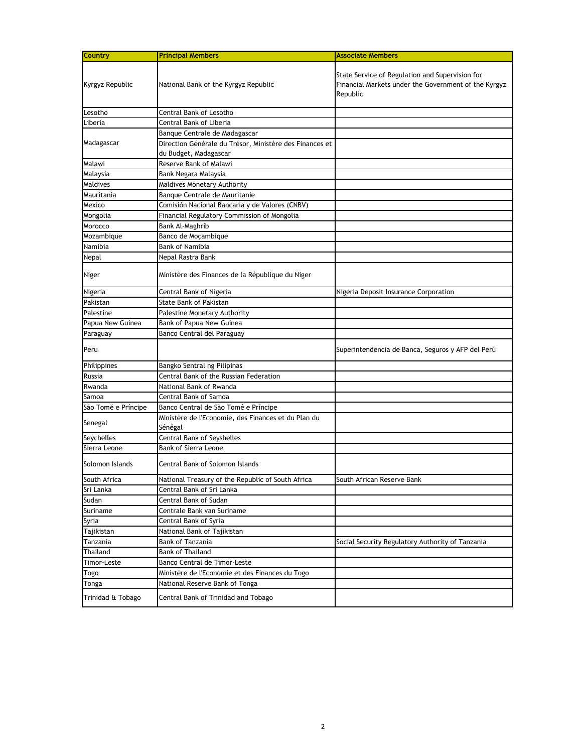| Country | Principal Members | Associate Members |
| --- | --- | --- |
| Kyrgyz Republic | National Bank of the Kyrgyz Republic | State Service of Regulation and Supervision for Financial Markets under the Government of the Kyrgyz Republic |
| Lesotho | Central Bank of Lesotho | |
| Liberia | Central Bank of Liberia | |
| Madagascar | Banque Centrale de Madagascar | |
| | Direction Générale du Trésor, Ministère des Finances et du Budget, Madagascar | |
| Malawi | Reserve Bank of Malawi | |
| Malaysia | Bank Negara Malaysia | |
| Maldives | Maldives Monetary Authority | |
| Mauritania | Banque Centrale de Mauritanie | |
| Mexico | Comisión Nacional Bancaria y de Valores (CNBV) | |
| Mongolia | Financial Regulatory Commission of Mongolia | |
| Morocco | Bank Al-Maghrib | |
| Mozambique | Banco de Moçambique | |
| Namibia | Bank of Namibia | |
| Nepal | Nepal Rastra Bank | |
| Niger | Ministère des Finances de la République du Niger | |
| Nigeria | Central Bank of Nigeria | Nigeria Deposit Insurance Corporation |
| Pakistan | State Bank of Pakistan | |
| Palestine | Palestine Monetary Authority | |
| Papua New Guinea | Bank of Papua New Guinea | |
| Paraguay | Banco Central del Paraguay | |
| Peru | | Superintendencia de Banca, Seguros y AFP del Perú |
| Philippines | Bangko Sentral ng Pilipinas | |
| Russia | Central Bank of the Russian Federation | |
| Rwanda | National Bank of Rwanda | |
| Samoa | Central Bank of Samoa | |
| São Tomé e Príncipe | Banco Central de São Tomé e Príncipe | |
| Senegal | Ministère de l'Economie, des Finances et du Plan du Sénégal | |
| Seychelles | Central Bank of Seyshelles | |
| Sierra Leone | Bank of Sierra Leone | |
| Solomon Islands | Central Bank of Solomon Islands | |
| South Africa | National Treasury of the Republic of South Africa | South African Reserve Bank |
| Sri Lanka | Central Bank of Sri Lanka | |
| Sudan | Central Bank of Sudan | |
| Suriname | Centrale Bank van Suriname | |
| Syria | Central Bank of Syria | |
| Tajikistan | National Bank of Tajikistan | |
| Tanzania | Bank of Tanzania | Social Security Regulatory Authority of Tanzania |
| Thailand | Bank of Thailand | |
| Timor-Leste | Banco Central de Timor-Leste | |
| Togo | Ministère de l'Economie et des Finances du Togo | |
| Tonga | National Reserve Bank of Tonga | |
| Trinidad & Tobago | Central Bank of Trinidad and Tobago | |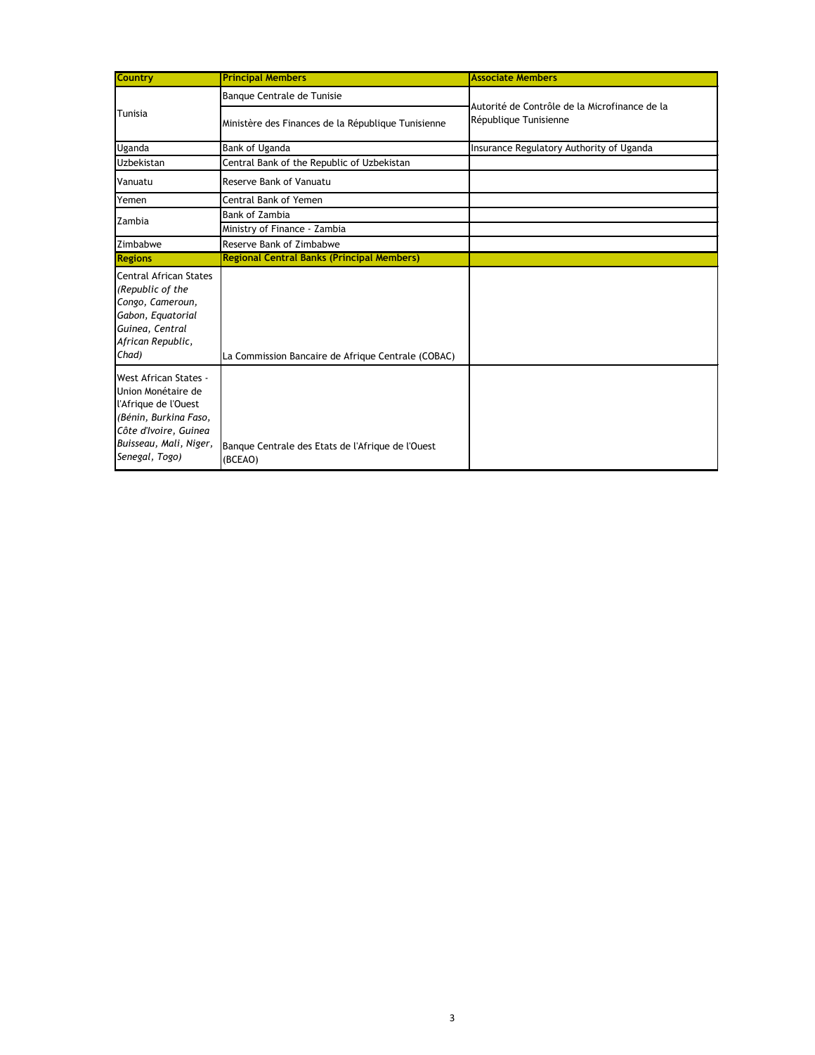| Country | Principal Members | Associate Members |
|---|---|---|
| Tunisia | Banque Centrale de Tunisie | Autorité de Contrôle de la Microfinance de la République Tunisienne |
| | Ministère des Finances de la République Tunisienne | |
| Uganda | Bank of Uganda | Insurance Regulatory Authority of Uganda |
| Uzbekistan | Central Bank of the Republic of Uzbekistan | |
| Vanuatu | Reserve Bank of Vanuatu | |
| Yemen | Central Bank of Yemen | |
| Zambia | Bank of Zambia | |
| | Ministry of Finance - Zambia | |
| Zimbabwe | Reserve Bank of Zimbabwe | |
| **Regions** | **Regional Central Banks (Principal Members)** | |
| Central African States *(Republic of the Congo, Cameroun, Gabon, Equatorial Guinea, Central African Republic, Chad)* | La Commission Bancaire de Afrique Centrale (COBAC) | |
| West African States - Union Monétaire de l'Afrique de l'Ouest *(Bénin, Burkina Faso, Côte d'Ivoire, Guinea Buisseau, Mali, Niger, Senegal, Togo)* | Banque Centrale des Etats de l'Afrique de l'Ouest (BCEAO) | |